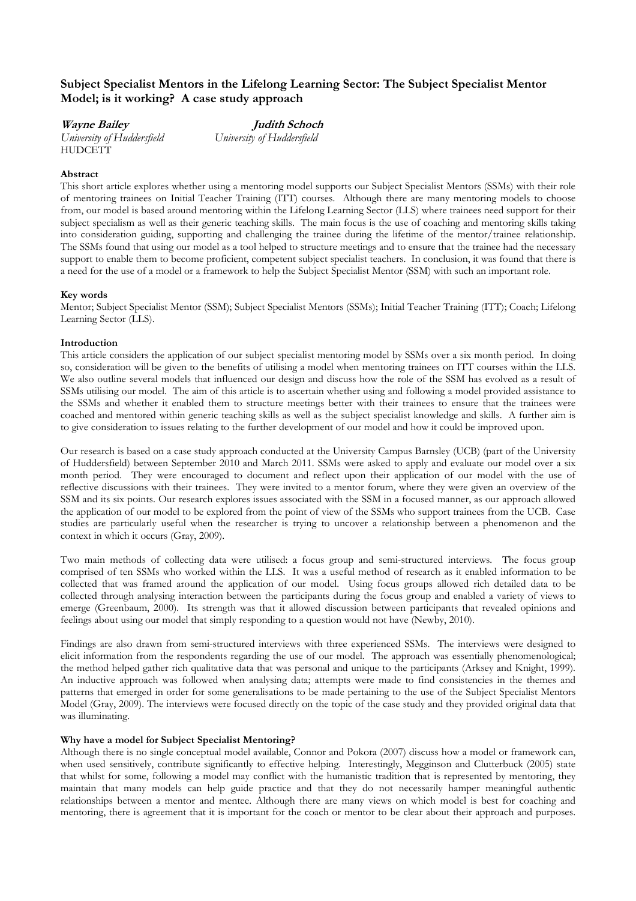# Subject Specialist Mentors in the Lifelong Learning Sector: The Subject Specialist Mentor Model; is it working? A case study approach

***Wayne Bailey***
*University of Huddersfield*
HUDCETT

***Judith Schoch***
*University of Huddersfield*

**Abstract**

This short article explores whether using a mentoring model supports our Subject Specialist Mentors (SSMs) with their role of mentoring trainees on Initial Teacher Training (ITT) courses. Although there are many mentoring models to choose from, our model is based around mentoring within the Lifelong Learning Sector (LLS) where trainees need support for their subject specialism as well as their generic teaching skills. The main focus is the use of coaching and mentoring skills taking into consideration guiding, supporting and challenging the trainee during the lifetime of the mentor/trainee relationship. The SSMs found that using our model as a tool helped to structure meetings and to ensure that the trainee had the necessary support to enable them to become proficient, competent subject specialist teachers. In conclusion, it was found that there is a need for the use of a model or a framework to help the Subject Specialist Mentor (SSM) with such an important role.

**Key words**

Mentor; Subject Specialist Mentor (SSM); Subject Specialist Mentors (SSMs); Initial Teacher Training (ITT); Coach; Lifelong Learning Sector (LLS).

**Introduction**

This article considers the application of our subject specialist mentoring model by SSMs over a six month period. In doing so, consideration will be given to the benefits of utilising a model when mentoring trainees on ITT courses within the LLS. We also outline several models that influenced our design and discuss how the role of the SSM has evolved as a result of SSMs utilising our model. The aim of this article is to ascertain whether using and following a model provided assistance to the SSMs and whether it enabled them to structure meetings better with their trainees to ensure that the trainees were coached and mentored within generic teaching skills as well as the subject specialist knowledge and skills. A further aim is to give consideration to issues relating to the further development of our model and how it could be improved upon.

Our research is based on a case study approach conducted at the University Campus Barnsley (UCB) (part of the University of Huddersfield) between September 2010 and March 2011. SSMs were asked to apply and evaluate our model over a six month period. They were encouraged to document and reflect upon their application of our model with the use of reflective discussions with their trainees. They were invited to a mentor forum, where they were given an overview of the SSM and its six points. Our research explores issues associated with the SSM in a focused manner, as our approach allowed the application of our model to be explored from the point of view of the SSMs who support trainees from the UCB. Case studies are particularly useful when the researcher is trying to uncover a relationship between a phenomenon and the context in which it occurs (Gray, 2009).

Two main methods of collecting data were utilised: a focus group and semi-structured interviews. The focus group comprised of ten SSMs who worked within the LLS. It was a useful method of research as it enabled information to be collected that was framed around the application of our model. Using focus groups allowed rich detailed data to be collected through analysing interaction between the participants during the focus group and enabled a variety of views to emerge (Greenbaum, 2000). Its strength was that it allowed discussion between participants that revealed opinions and feelings about using our model that simply responding to a question would not have (Newby, 2010).

Findings are also drawn from semi-structured interviews with three experienced SSMs. The interviews were designed to elicit information from the respondents regarding the use of our model. The approach was essentially phenomenological; the method helped gather rich qualitative data that was personal and unique to the participants (Arksey and Knight, 1999). An inductive approach was followed when analysing data; attempts were made to find consistencies in the themes and patterns that emerged in order for some generalisations to be made pertaining to the use of the Subject Specialist Mentors Model (Gray, 2009). The interviews were focused directly on the topic of the case study and they provided original data that was illuminating.

**Why have a model for Subject Specialist Mentoring?**

Although there is no single conceptual model available, Connor and Pokora (2007) discuss how a model or framework can, when used sensitively, contribute significantly to effective helping. Interestingly, Megginson and Clutterbuck (2005) state that whilst for some, following a model may conflict with the humanistic tradition that is represented by mentoring, they maintain that many models can help guide practice and that they do not necessarily hamper meaningful authentic relationships between a mentor and mentee. Although there are many views on which model is best for coaching and mentoring, there is agreement that it is important for the coach or mentor to be clear about their approach and purposes.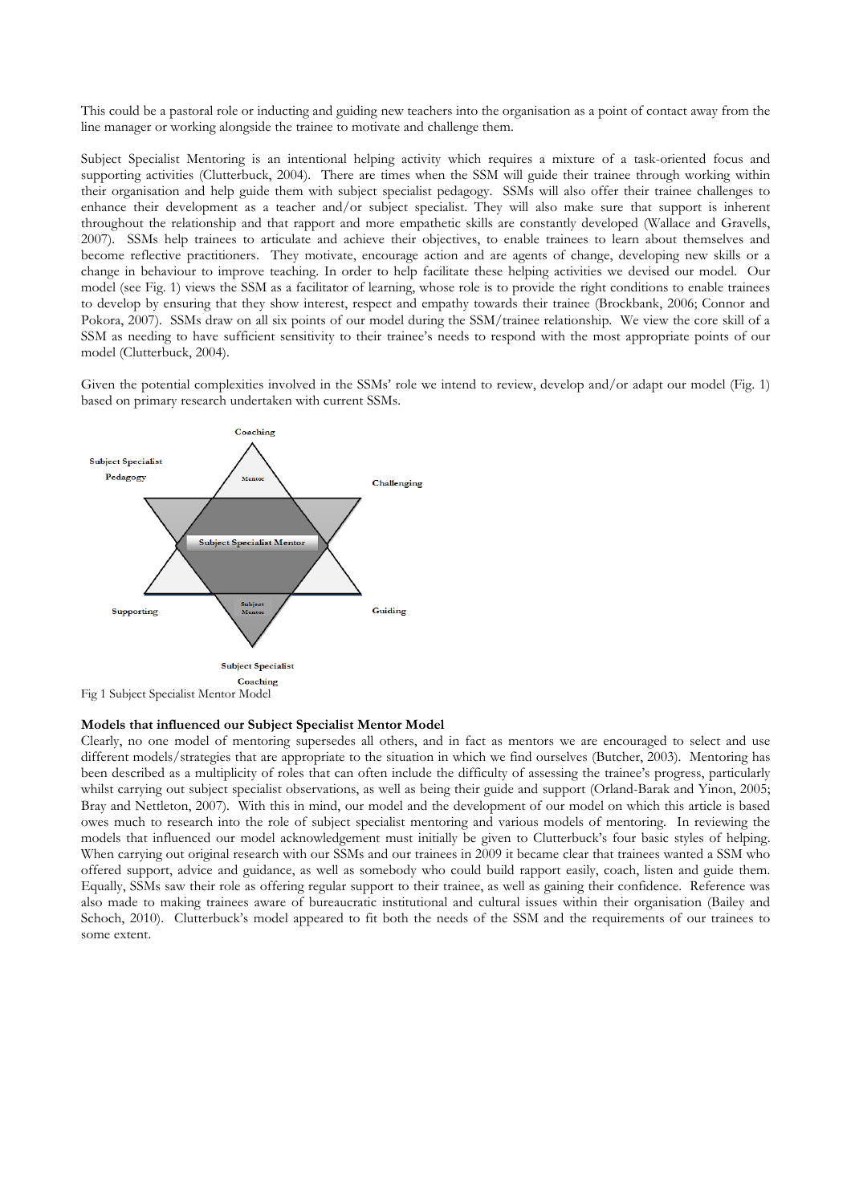This could be a pastoral role or inducting and guiding new teachers into the organisation as a point of contact away from the line manager or working alongside the trainee to motivate and challenge them.

Subject Specialist Mentoring is an intentional helping activity which requires a mixture of a task-oriented focus and supporting activities (Clutterbuck, 2004). There are times when the SSM will guide their trainee through working within their organisation and help guide them with subject specialist pedagogy. SSMs will also offer their trainee challenges to enhance their development as a teacher and/or subject specialist. They will also make sure that support is inherent throughout the relationship and that rapport and more empathetic skills are constantly developed (Wallace and Gravells, 2007). SSMs help trainees to articulate and achieve their objectives, to enable trainees to learn about themselves and become reflective practitioners. They motivate, encourage action and are agents of change, developing new skills or a change in behaviour to improve teaching. In order to help facilitate these helping activities we devised our model. Our model (see Fig. 1) views the SSM as a facilitator of learning, whose role is to provide the right conditions to enable trainees to develop by ensuring that they show interest, respect and empathy towards their trainee (Brockbank, 2006; Connor and Pokora, 2007). SSMs draw on all six points of our model during the SSM/trainee relationship. We view the core skill of a SSM as needing to have sufficient sensitivity to their trainee's needs to respond with the most appropriate points of our model (Clutterbuck, 2004).

Given the potential complexities involved in the SSMs' role we intend to review, develop and/or adapt our model (Fig. 1) based on primary research undertaken with current SSMs.

Fig 1 Subject Specialist Mentor Model

**Models that influenced our Subject Specialist Mentor Model**

Clearly, no one model of mentoring supersedes all others, and in fact as mentors we are encouraged to select and use different models/strategies that are appropriate to the situation in which we find ourselves (Butcher, 2003). Mentoring has been described as a multiplicity of roles that can often include the difficulty of assessing the trainee's progress, particularly whilst carrying out subject specialist observations, as well as being their guide and support (Orland-Barak and Yinon, 2005; Bray and Nettleton, 2007). With this in mind, our model and the development of our model on which this article is based owes much to research into the role of subject specialist mentoring and various models of mentoring. In reviewing the models that influenced our model acknowledgement must initially be given to Clutterbuck's four basic styles of helping. When carrying out original research with our SSMs and our trainees in 2009 it became clear that trainees wanted a SSM who offered support, advice and guidance, as well as somebody who could build rapport easily, coach, listen and guide them. Equally, SSMs saw their role as offering regular support to their trainee, as well as gaining their confidence. Reference was also made to making trainees aware of bureaucratic institutional and cultural issues within their organisation (Bailey and Schoch, 2010). Clutterbuck's model appeared to fit both the needs of the SSM and the requirements of our trainees to some extent.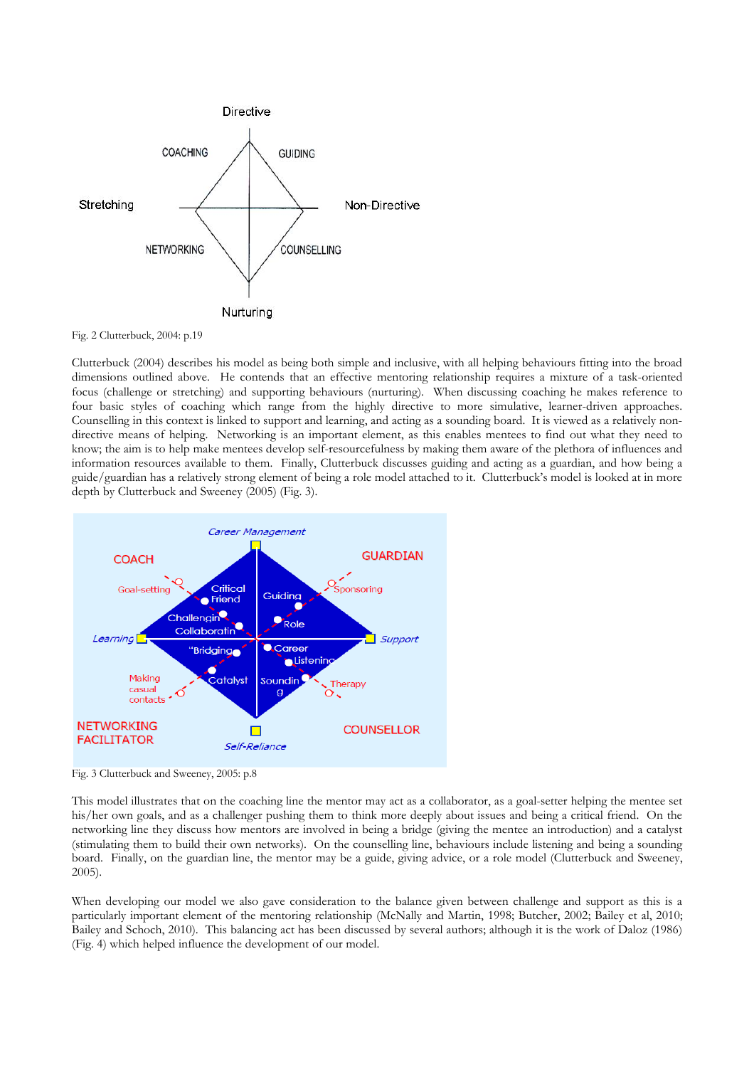Fig. 2 Clutterbuck, 2004: p.19

Clutterbuck (2004) describes his model as being both simple and inclusive, with all helping behaviours fitting into the broad dimensions outlined above. He contends that an effective mentoring relationship requires a mixture of a task-oriented focus (challenge or stretching) and supporting behaviours (nurturing). When discussing coaching he makes reference to four basic styles of coaching which range from the highly directive to more simulative, learner-driven approaches. Counselling in this context is linked to support and learning, and acting as a sounding board. It is viewed as a relatively non-directive means of helping. Networking is an important element, as this enables mentees to find out what they need to know; the aim is to help make mentees develop self-resourcefulness by making them aware of the plethora of influences and information resources available to them. Finally, Clutterbuck discusses guiding and acting as a guardian, and how being a guide/guardian has a relatively strong element of being a role model attached to it. Clutterbuck's model is looked at in more depth by Clutterbuck and Sweeney (2005) (Fig. 3).

Fig. 3 Clutterbuck and Sweeney, 2005: p.8

This model illustrates that on the coaching line the mentor may act as a collaborator, as a goal-setter helping the mentee set his/her own goals, and as a challenger pushing them to think more deeply about issues and being a critical friend. On the networking line they discuss how mentors are involved in being a bridge (giving the mentee an introduction) and a catalyst (stimulating them to build their own networks). On the counselling line, behaviours include listening and being a sounding board. Finally, on the guardian line, the mentor may be a guide, giving advice, or a role model (Clutterbuck and Sweeney, 2005).

When developing our model we also gave consideration to the balance given between challenge and support as this is a particularly important element of the mentoring relationship (McNally and Martin, 1998; Butcher, 2002; Bailey et al, 2010; Bailey and Schoch, 2010). This balancing act has been discussed by several authors; although it is the work of Daloz (1986) (Fig. 4) which helped influence the development of our model.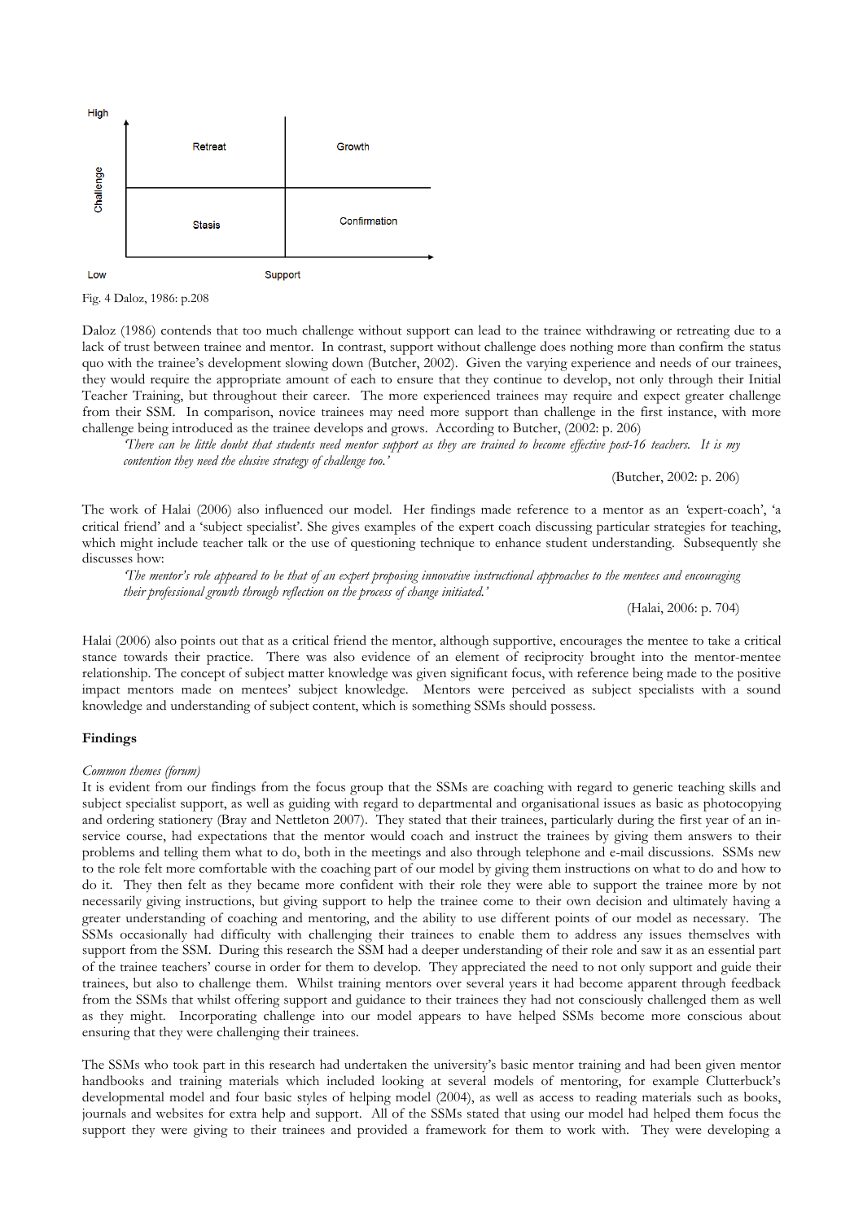| High | | |
|---|---|---|
| Challenge | Retreat | Growth |
| | Stasis | Confirmation |
| Low | | Support |

Fig. 4 Daloz, 1986: p.208

Daloz (1986) contends that too much challenge without support can lead to the trainee withdrawing or retreating due to a lack of trust between trainee and mentor. In contrast, support without challenge does nothing more than confirm the status quo with the trainee's development slowing down (Butcher, 2002). Given the varying experience and needs of our trainees, they would require the appropriate amount of each to ensure that they continue to develop, not only through their Initial Teacher Training, but throughout their career. The more experienced trainees may require and expect greater challenge from their SSM. In comparison, novice trainees may need more support than challenge in the first instance, with more challenge being introduced as the trainee develops and grows. According to Butcher, (2002: p. 206)

> *'There can be little doubt that students need mentor support as they are trained to become effective post-16 teachers. It is my contention they need the elusive strategy of challenge too.'*
>
> (Butcher, 2002: p. 206)

The work of Halai (2006) also influenced our model. Her findings made reference to a mentor as an 'expert-coach', 'a critical friend' and a 'subject specialist'. She gives examples of the expert coach discussing particular strategies for teaching, which might include teacher talk or the use of questioning technique to enhance student understanding. Subsequently she discusses how:

> *'The mentor's role appeared to be that of an expert proposing innovative instructional approaches to the mentees and encouraging their professional growth through reflection on the process of change initiated.'*
>
> (Halai, 2006: p. 704)

Halai (2006) also points out that as a critical friend the mentor, although supportive, encourages the mentee to take a critical stance towards their practice. There was also evidence of an element of reciprocity brought into the mentor-mentee relationship. The concept of subject matter knowledge was given significant focus, with reference being made to the positive impact mentors made on mentees' subject knowledge. Mentors were perceived as subject specialists with a sound knowledge and understanding of subject content, which is something SSMs should possess.

## Findings

*Common themes (forum)*

It is evident from our findings from the focus group that the SSMs are coaching with regard to generic teaching skills and subject specialist support, as well as guiding with regard to departmental and organisational issues as basic as photocopying and ordering stationery (Bray and Nettleton 2007). They stated that their trainees, particularly during the first year of an in-service course, had expectations that the mentor would coach and instruct the trainees by giving them answers to their problems and telling them what to do, both in the meetings and also through telephone and e-mail discussions. SSMs new to the role felt more comfortable with the coaching part of our model by giving them instructions on what to do and how to do it. They then felt as they became more confident with their role they were able to support the trainee more by not necessarily giving instructions, but giving support to help the trainee come to their own decision and ultimately having a greater understanding of coaching and mentoring, and the ability to use different points of our model as necessary. The SSMs occasionally had difficulty with challenging their trainees to enable them to address any issues themselves with support from the SSM. During this research the SSM had a deeper understanding of their role and saw it as an essential part of the trainee teachers' course in order for them to develop. They appreciated the need to not only support and guide their trainees, but also to challenge them. Whilst training mentors over several years it had become apparent through feedback from the SSMs that whilst offering support and guidance to their trainees they had not consciously challenged them as well as they might. Incorporating challenge into our model appears to have helped SSMs become more conscious about ensuring that they were challenging their trainees.

The SSMs who took part in this research had undertaken the university's basic mentor training and had been given mentor handbooks and training materials which included looking at several models of mentoring, for example Clutterbuck's developmental model and four basic styles of helping model (2004), as well as access to reading materials such as books, journals and websites for extra help and support. All of the SSMs stated that using our model had helped them focus the support they were giving to their trainees and provided a framework for them to work with. They were developing a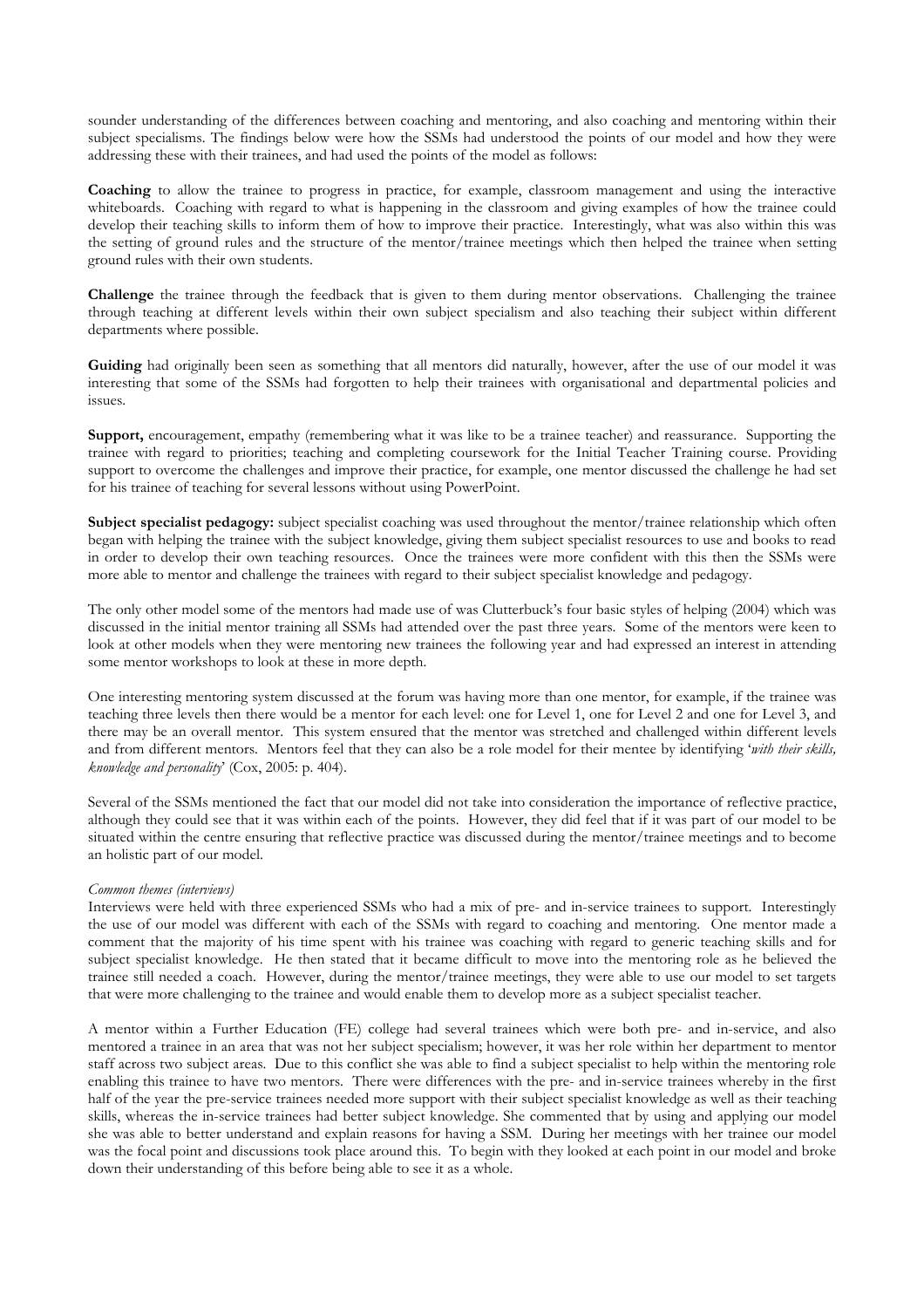sounder understanding of the differences between coaching and mentoring, and also coaching and mentoring within their subject specialisms. The findings below were how the SSMs had understood the points of our model and how they were addressing these with their trainees, and had used the points of the model as follows:

**Coaching** to allow the trainee to progress in practice, for example, classroom management and using the interactive whiteboards. Coaching with regard to what is happening in the classroom and giving examples of how the trainee could develop their teaching skills to inform them of how to improve their practice. Interestingly, what was also within this was the setting of ground rules and the structure of the mentor/trainee meetings which then helped the trainee when setting ground rules with their own students.

**Challenge** the trainee through the feedback that is given to them during mentor observations. Challenging the trainee through teaching at different levels within their own subject specialism and also teaching their subject within different departments where possible.

**Guiding** had originally been seen as something that all mentors did naturally, however, after the use of our model it was interesting that some of the SSMs had forgotten to help their trainees with organisational and departmental policies and issues.

**Support,** encouragement, empathy (remembering what it was like to be a trainee teacher) and reassurance. Supporting the trainee with regard to priorities; teaching and completing coursework for the Initial Teacher Training course. Providing support to overcome the challenges and improve their practice, for example, one mentor discussed the challenge he had set for his trainee of teaching for several lessons without using PowerPoint.

**Subject specialist pedagogy:** subject specialist coaching was used throughout the mentor/trainee relationship which often began with helping the trainee with the subject knowledge, giving them subject specialist resources to use and books to read in order to develop their own teaching resources. Once the trainees were more confident with this then the SSMs were more able to mentor and challenge the trainees with regard to their subject specialist knowledge and pedagogy.

The only other model some of the mentors had made use of was Clutterbuck's four basic styles of helping (2004) which was discussed in the initial mentor training all SSMs had attended over the past three years. Some of the mentors were keen to look at other models when they were mentoring new trainees the following year and had expressed an interest in attending some mentor workshops to look at these in more depth.

One interesting mentoring system discussed at the forum was having more than one mentor, for example, if the trainee was teaching three levels then there would be a mentor for each level: one for Level 1, one for Level 2 and one for Level 3, and there may be an overall mentor. This system ensured that the mentor was stretched and challenged within different levels and from different mentors. Mentors feel that they can also be a role model for their mentee by identifying '*with their skills, knowledge and personality*' (Cox, 2005: p. 404).

Several of the SSMs mentioned the fact that our model did not take into consideration the importance of reflective practice, although they could see that it was within each of the points. However, they did feel that if it was part of our model to be situated within the centre ensuring that reflective practice was discussed during the mentor/trainee meetings and to become an holistic part of our model.

*Common themes (interviews)*

Interviews were held with three experienced SSMs who had a mix of pre- and in-service trainees to support. Interestingly the use of our model was different with each of the SSMs with regard to coaching and mentoring. One mentor made a comment that the majority of his time spent with his trainee was coaching with regard to generic teaching skills and for subject specialist knowledge. He then stated that it became difficult to move into the mentoring role as he believed the trainee still needed a coach. However, during the mentor/trainee meetings, they were able to use our model to set targets that were more challenging to the trainee and would enable them to develop more as a subject specialist teacher.

A mentor within a Further Education (FE) college had several trainees which were both pre- and in-service, and also mentored a trainee in an area that was not her subject specialism; however, it was her role within her department to mentor staff across two subject areas. Due to this conflict she was able to find a subject specialist to help within the mentoring role enabling this trainee to have two mentors. There were differences with the pre- and in-service trainees whereby in the first half of the year the pre-service trainees needed more support with their subject specialist knowledge as well as their teaching skills, whereas the in-service trainees had better subject knowledge. She commented that by using and applying our model she was able to better understand and explain reasons for having a SSM. During her meetings with her trainee our model was the focal point and discussions took place around this. To begin with they looked at each point in our model and broke down their understanding of this before being able to see it as a whole.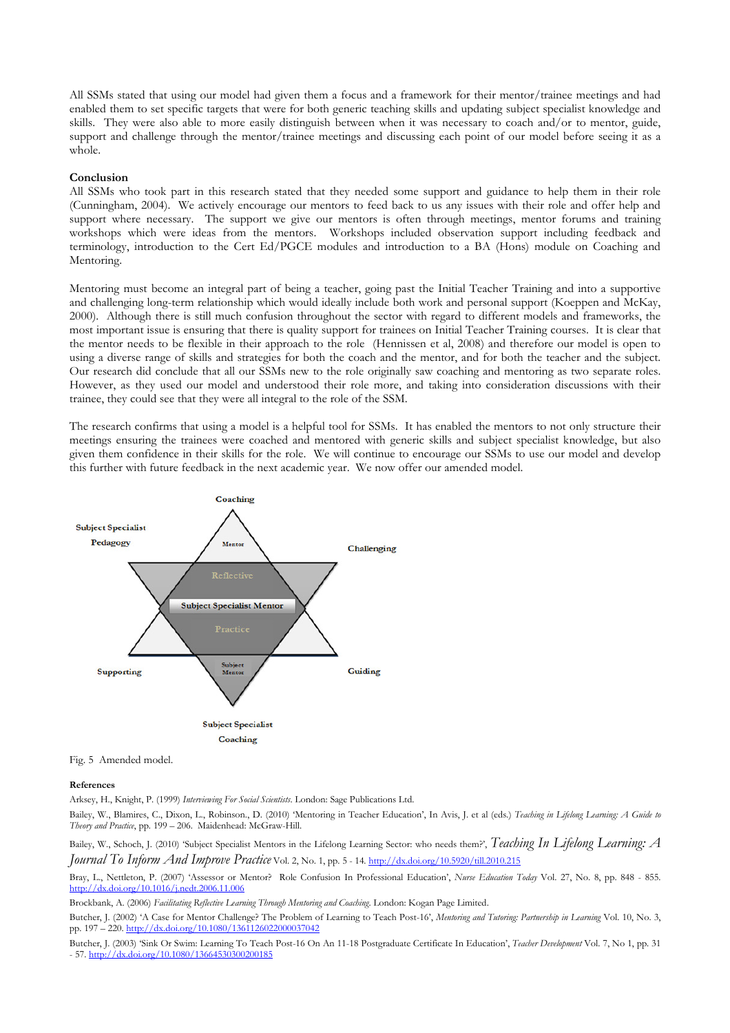All SSMs stated that using our model had given them a focus and a framework for their mentor/trainee meetings and had enabled them to set specific targets that were for both generic teaching skills and updating subject specialist knowledge and skills. They were also able to more easily distinguish between when it was necessary to coach and/or to mentor, guide, support and challenge through the mentor/trainee meetings and discussing each point of our model before seeing it as a whole.

**Conclusion**

All SSMs who took part in this research stated that they needed some support and guidance to help them in their role (Cunningham, 2004). We actively encourage our mentors to feed back to us any issues with their role and offer help and support where necessary. The support we give our mentors is often through meetings, mentor forums and training workshops which were ideas from the mentors. Workshops included observation support including feedback and terminology, introduction to the Cert Ed/PGCE modules and introduction to a BA (Hons) module on Coaching and Mentoring.

Mentoring must become an integral part of being a teacher, going past the Initial Teacher Training and into a supportive and challenging long-term relationship which would ideally include both work and personal support (Koeppen and McKay, 2000). Although there is still much confusion throughout the sector with regard to different models and frameworks, the most important issue is ensuring that there is quality support for trainees on Initial Teacher Training courses. It is clear that the mentor needs to be flexible in their approach to the role (Hennissen et al, 2008) and therefore our model is open to using a diverse range of skills and strategies for both the coach and the mentor, and for both the teacher and the subject. Our research did conclude that all our SSMs new to the role originally saw coaching and mentoring as two separate roles. However, as they used our model and understood their role more, and taking into consideration discussions with their trainee, they could see that they were all integral to the role of the SSM.

The research confirms that using a model is a helpful tool for SSMs. It has enabled the mentors to not only structure their meetings ensuring the trainees were coached and mentored with generic skills and subject specialist knowledge, but also given them confidence in their skills for the role. We will continue to encourage our SSMs to use our model and develop this further with future feedback in the next academic year. We now offer our amended model.

Coaching

Subject Specialist Pedagogy

Mentor

Challenging

Reflective

Subject Specialist Mentor

Practice

Supporting

Subject Mentor

Guiding

Subject Specialist Coaching

Fig. 5 Amended model.

**References**

Arksey, H., Knight, P. (1999) *Interviewing For Social Scientists*. London: Sage Publications Ltd.

Bailey, W., Blamires, C., Dixon, L., Robinson., D. (2010) 'Mentoring in Teacher Education', In Avis, J. et al (eds.) *Teaching in Lifelong Learning: A Guide to Theory and Practice*, pp. 199 – 206. Maidenhead: McGraw-Hill.

Bailey, W., Schoch, J. (2010) 'Subject Specialist Mentors in the Lifelong Learning Sector: who needs them?', *Teaching In Lifelong Learning: A Journal To Inform And Improve Practice* Vol. 2, No. 1, pp. 5 - 14. http://dx.doi.org/10.5920/till.2010.215

Bray, L., Nettleton, P. (2007) 'Assessor or Mentor? Role Confusion In Professional Education', *Nurse Education Today* Vol. 27, No. 8, pp. 848 - 855. http://dx.doi.org/10.1016/j.nedt.2006.11.006

Brockbank, A. (2006) *Facilitating Reflective Learning Through Mentoring and Coaching*. London: Kogan Page Limited.

Butcher, J. (2002) 'A Case for Mentor Challenge? The Problem of Learning to Teach Post-16', *Mentoring and Tutoring: Partnership in Learning* Vol. 10, No. 3, pp. 197 – 220. http://dx.doi.org/10.1080/1361126022000037042

Butcher, J. (2003) 'Sink Or Swim: Learning To Teach Post-16 On An 11-18 Postgraduate Certificate In Education', *Teacher Development* Vol. 7, No 1, pp. 31 - 57. http://dx.doi.org/10.1080/13664530300200185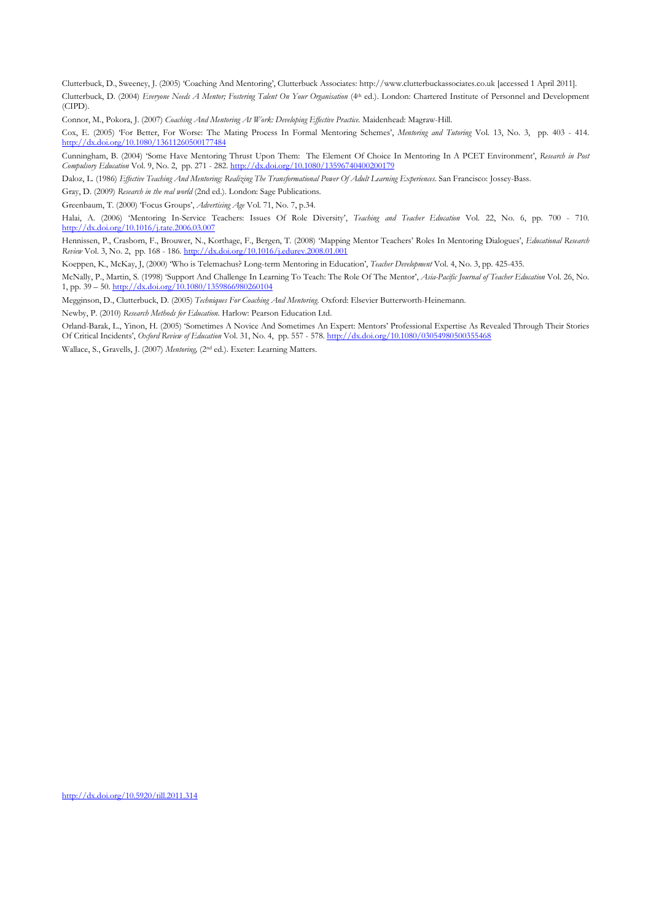Clutterbuck, D., Sweeney, J. (2005) 'Coaching And Mentoring', Clutterbuck Associates: http://www.clutterbuckassociates.co.uk [accessed 1 April 2011].

Clutterbuck, D. (2004) *Everyone Needs A Mentor; Fostering Talent On Your Organisation* (4th ed.). London: Chartered Institute of Personnel and Development (CIPD).

Connor, M., Pokora, J. (2007) *Coaching And Mentoring At Work: Developing Effective Practice*. Maidenhead: Magraw-Hill.

Cox, E. (2005) 'For Better, For Worse: The Mating Process In Formal Mentoring Schemes', *Mentoring and Tutoring* Vol. 13, No. 3, pp. 403 - 414. http://dx.doi.org/10.1080/13611260500177484

Cunningham, B. (2004) 'Some Have Mentoring Thrust Upon Them: The Element Of Choice In Mentoring In A PCET Environment', *Research in Post Compulsory Education* Vol. 9, No. 2, pp. 271 - 282. http://dx.doi.org/10.1080/13596740400200179

Daloz, L. (1986) *Effective Teaching And Mentoring: Realizing The Transformational Power Of Adult Learning Experiences*. San Francisco: Jossey-Bass.

Gray, D. (2009) *Research in the real world* (2nd ed.). London: Sage Publications.

Greenbaum, T. (2000) 'Focus Groups', *Advertising Age* Vol. 71, No. 7, p.34.

Halai, A. (2006) 'Mentoring In-Service Teachers: Issues Of Role Diversity', *Teaching and Teacher Education* Vol. 22, No. 6, pp. 700 - 710. http://dx.doi.org/10.1016/j.tate.2006.03.007

Hennissen, P., Crasborn, F., Brouwer, N., Korthage, F., Bergen, T. (2008) 'Mapping Mentor Teachers' Roles In Mentoring Dialogues', *Educational Research Review* Vol. 3, No. 2, pp. 168 - 186. http://dx.doi.org/10.1016/j.edurev.2008.01.001

Koeppen, K., McKay, J, (2000) 'Who is Telemachus? Long-term Mentoring in Education', *Teacher Development* Vol. 4, No. 3, pp. 425-435.

McNally, P., Martin, S. (1998) 'Support And Challenge In Learning To Teach: The Role Of The Mentor', *Asia-Pacific Journal of Teacher Education* Vol. 26, No. 1, pp. 39 – 50. http://dx.doi.org/10.1080/1359866980260104

Megginson, D., Clutterbuck, D. (2005) *Techniques For Coaching And Mentoring*. Oxford: Elsevier Butterworth-Heinemann.

Newby, P. (2010) *Research Methods for Education*. Harlow: Pearson Education Ltd.

Orland-Barak, L., Yinon, H. (2005) 'Sometimes A Novice And Sometimes An Expert: Mentors' Professional Expertise As Revealed Through Their Stories Of Critical Incidents', *Oxford Review of Education* Vol. 31, No. 4, pp. 557 - 578. http://dx.doi.org/10.1080/03054980500355468

Wallace, S., Gravells, J. (2007) *Mentoring*, (2nd ed.). Exeter: Learning Matters.

http://dx.doi.org/10.5920/till.2011.314